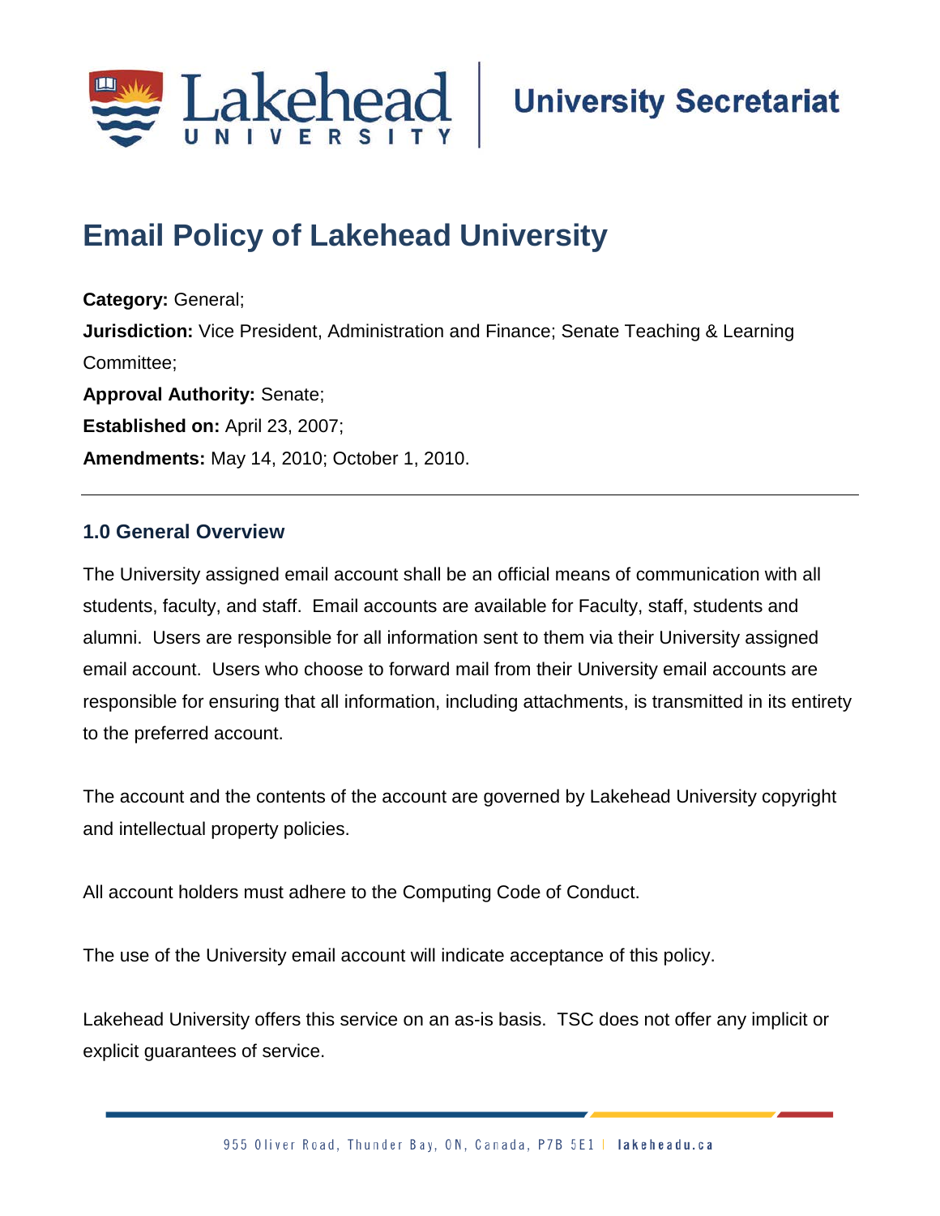# Email Policy of Lakehead University

**Category:** General;
**Jurisdiction:** Vice President, Administration and Finance; Senate Teaching & Learning Committee;
**Approval Authority:** Senate;
**Established on:** April 23, 2007;
**Amendments:** May 14, 2010; October 1, 2010.

---

## 1.0 General Overview

The University assigned email account shall be an official means of communication with all students, faculty, and staff. Email accounts are available for Faculty, staff, students and alumni. Users are responsible for all information sent to them via their University assigned email account. Users who choose to forward mail from their University email accounts are responsible for ensuring that all information, including attachments, is transmitted in its entirety to the preferred account.

The account and the contents of the account are governed by Lakehead University copyright and intellectual property policies.

All account holders must adhere to the Computing Code of Conduct.

The use of the University email account will indicate acceptance of this policy.

Lakehead University offers this service on an as-is basis. TSC does not offer any implicit or explicit guarantees of service.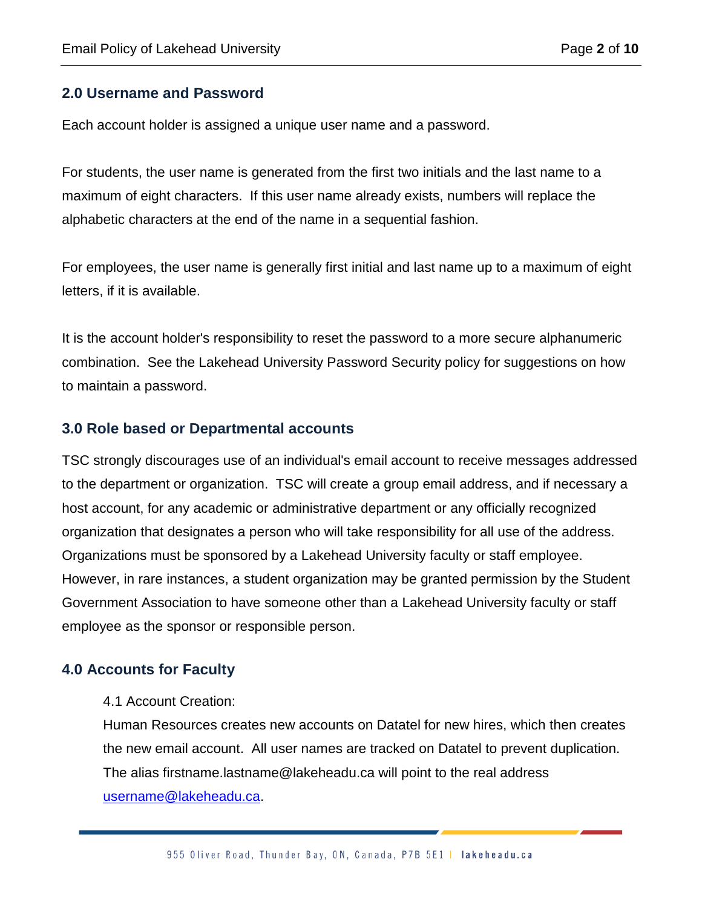## 2.0 Username and Password

Each account holder is assigned a unique user name and a password.

For students, the user name is generated from the first two initials and the last name to a maximum of eight characters. If this user name already exists, numbers will replace the alphabetic characters at the end of the name in a sequential fashion.

For employees, the user name is generally first initial and last name up to a maximum of eight letters, if it is available.

It is the account holder's responsibility to reset the password to a more secure alphanumeric combination. See the Lakehead University Password Security policy for suggestions on how to maintain a password.

## 3.0 Role based or Departmental accounts

TSC strongly discourages use of an individual's email account to receive messages addressed to the department or organization. TSC will create a group email address, and if necessary a host account, for any academic or administrative department or any officially recognized organization that designates a person who will take responsibility for all use of the address. Organizations must be sponsored by a Lakehead University faculty or staff employee. However, in rare instances, a student organization may be granted permission by the Student Government Association to have someone other than a Lakehead University faculty or staff employee as the sponsor or responsible person.

## 4.0 Accounts for Faculty

4.1 Account Creation:

Human Resources creates new accounts on Datatel for new hires, which then creates the new email account. All user names are tracked on Datatel to prevent duplication. The alias firstname.lastname@lakeheadu.ca will point to the real address username@lakeheadu.ca.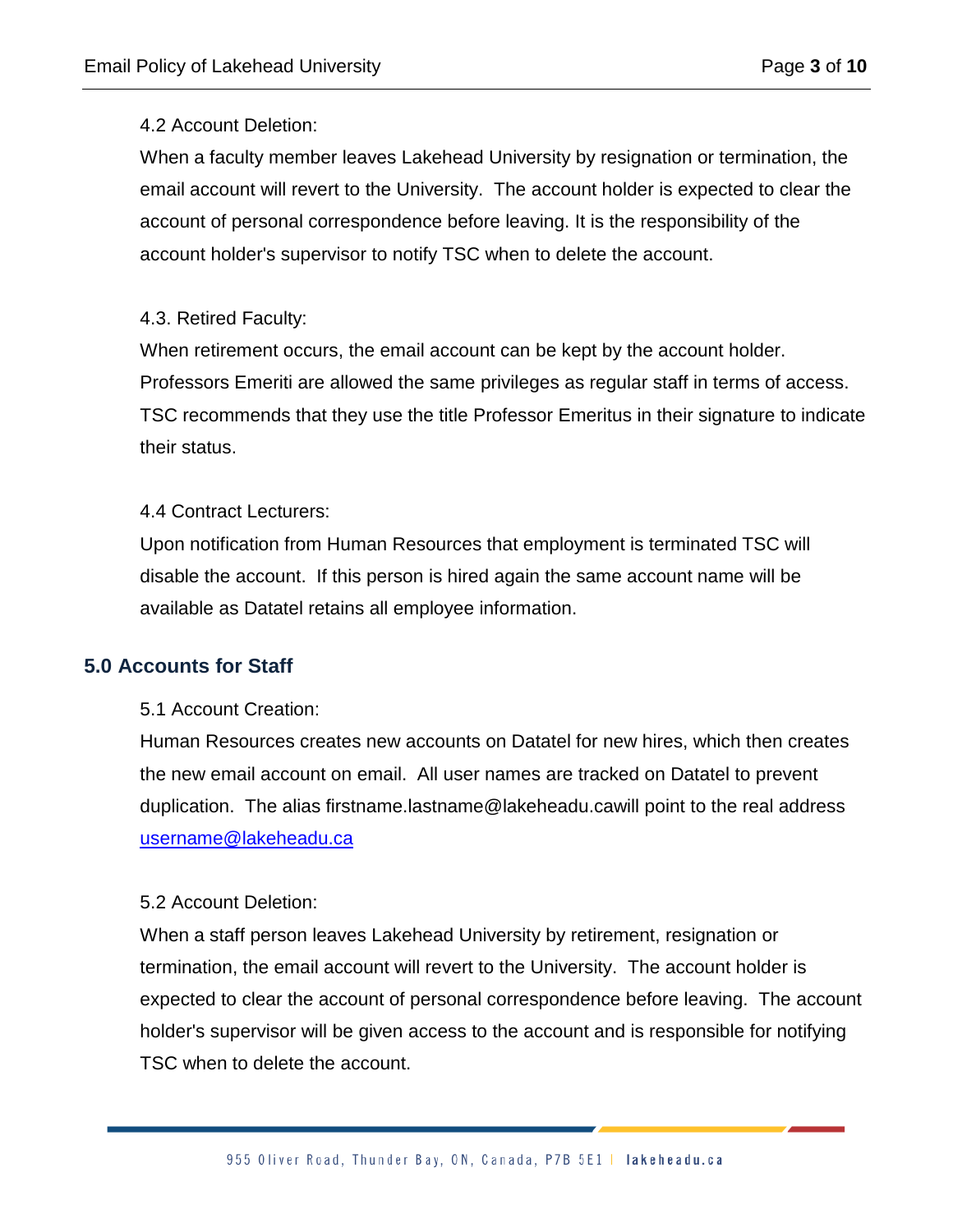4.2 Account Deletion:

When a faculty member leaves Lakehead University by resignation or termination, the email account will revert to the University. The account holder is expected to clear the account of personal correspondence before leaving. It is the responsibility of the account holder's supervisor to notify TSC when to delete the account.

4.3. Retired Faculty:

When retirement occurs, the email account can be kept by the account holder. Professors Emeriti are allowed the same privileges as regular staff in terms of access. TSC recommends that they use the title Professor Emeritus in their signature to indicate their status.

4.4 Contract Lecturers:

Upon notification from Human Resources that employment is terminated TSC will disable the account. If this person is hired again the same account name will be available as Datatel retains all employee information.

## 5.0 Accounts for Staff

5.1 Account Creation:

Human Resources creates new accounts on Datatel for new hires, which then creates the new email account on email. All user names are tracked on Datatel to prevent duplication. The alias firstname.lastname@lakeheadu.cawill point to the real address [username@lakeheadu.ca](mailto:username@lakeheadu.ca)

5.2 Account Deletion:

When a staff person leaves Lakehead University by retirement, resignation or termination, the email account will revert to the University. The account holder is expected to clear the account of personal correspondence before leaving. The account holder's supervisor will be given access to the account and is responsible for notifying TSC when to delete the account.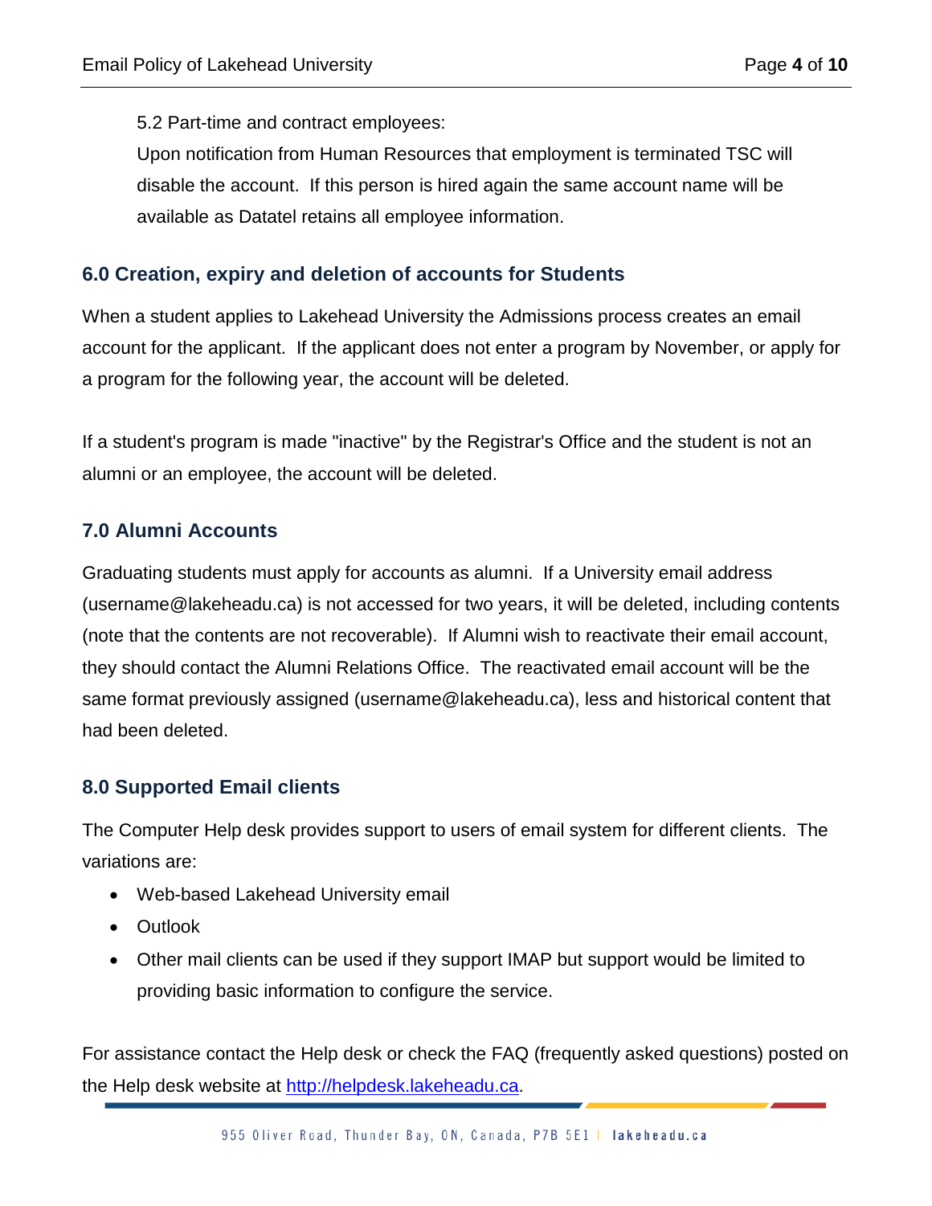5.2 Part-time and contract employees:

Upon notification from Human Resources that employment is terminated TSC will disable the account. If this person is hired again the same account name will be available as Datatel retains all employee information.

## 6.0 Creation, expiry and deletion of accounts for Students

When a student applies to Lakehead University the Admissions process creates an email account for the applicant. If the applicant does not enter a program by November, or apply for a program for the following year, the account will be deleted.

If a student's program is made "inactive" by the Registrar's Office and the student is not an alumni or an employee, the account will be deleted.

## 7.0 Alumni Accounts

Graduating students must apply for accounts as alumni. If a University email address (username@lakeheadu.ca) is not accessed for two years, it will be deleted, including contents (note that the contents are not recoverable). If Alumni wish to reactivate their email account, they should contact the Alumni Relations Office. The reactivated email account will be the same format previously assigned (username@lakeheadu.ca), less and historical content that had been deleted.

## 8.0 Supported Email clients

The Computer Help desk provides support to users of email system for different clients. The variations are:

- Web-based Lakehead University email
- Outlook
- Other mail clients can be used if they support IMAP but support would be limited to providing basic information to configure the service.

For assistance contact the Help desk or check the FAQ (frequently asked questions) posted on the Help desk website at [http://helpdesk.lakeheadu.ca](http://helpdesk.lakeheadu.ca).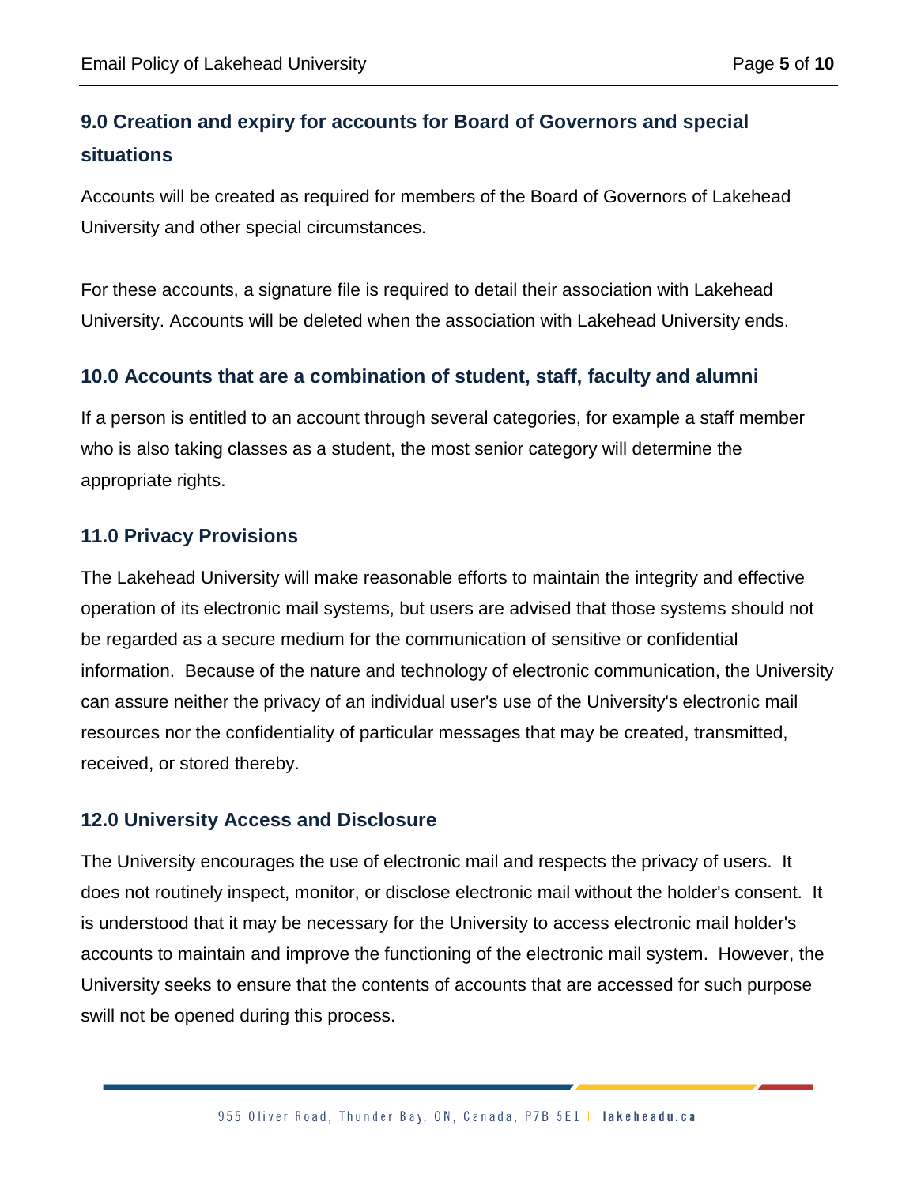## 9.0 Creation and expiry for accounts for Board of Governors and special situations

Accounts will be created as required for members of the Board of Governors of Lakehead University and other special circumstances.

For these accounts, a signature file is required to detail their association with Lakehead University. Accounts will be deleted when the association with Lakehead University ends.

## 10.0 Accounts that are a combination of student, staff, faculty and alumni

If a person is entitled to an account through several categories, for example a staff member who is also taking classes as a student, the most senior category will determine the appropriate rights.

## 11.0 Privacy Provisions

The Lakehead University will make reasonable efforts to maintain the integrity and effective operation of its electronic mail systems, but users are advised that those systems should not be regarded as a secure medium for the communication of sensitive or confidential information. Because of the nature and technology of electronic communication, the University can assure neither the privacy of an individual user's use of the University's electronic mail resources nor the confidentiality of particular messages that may be created, transmitted, received, or stored thereby.

## 12.0 University Access and Disclosure

The University encourages the use of electronic mail and respects the privacy of users. It does not routinely inspect, monitor, or disclose electronic mail without the holder's consent. It is understood that it may be necessary for the University to access electronic mail holder's accounts to maintain and improve the functioning of the electronic mail system. However, the University seeks to ensure that the contents of accounts that are accessed for such purpose swill not be opened during this process.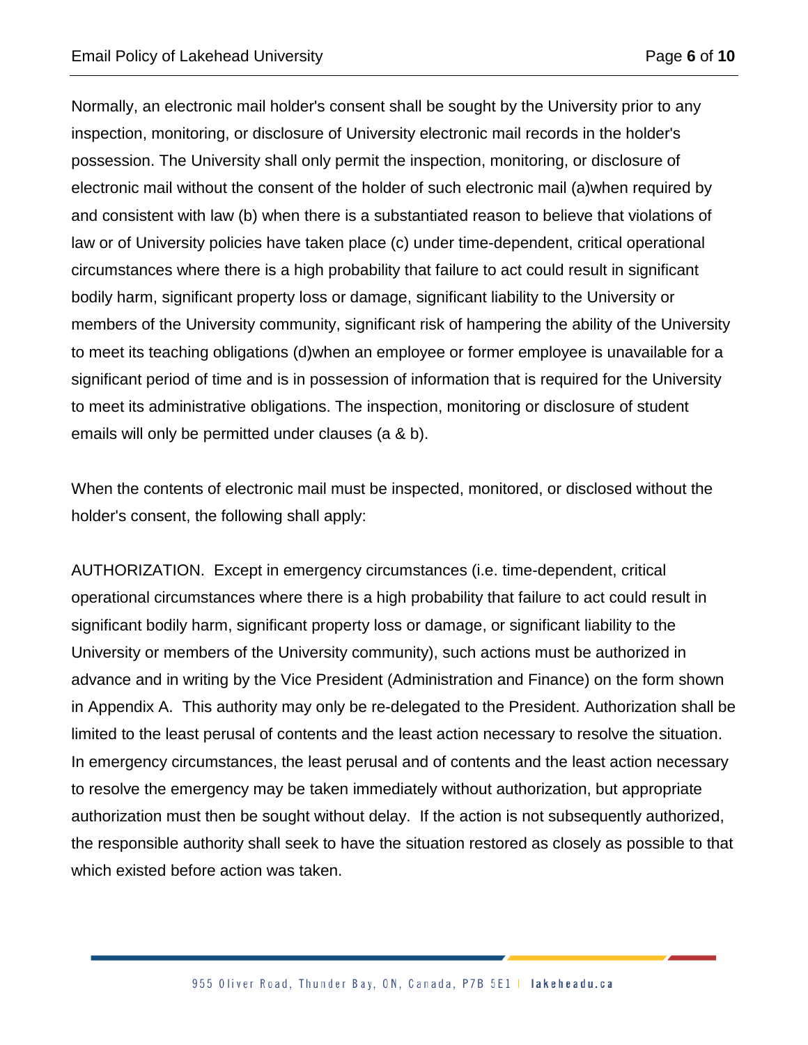Normally, an electronic mail holder's consent shall be sought by the University prior to any inspection, monitoring, or disclosure of University electronic mail records in the holder's possession. The University shall only permit the inspection, monitoring, or disclosure of electronic mail without the consent of the holder of such electronic mail (a)when required by and consistent with law (b) when there is a substantiated reason to believe that violations of law or of University policies have taken place (c) under time-dependent, critical operational circumstances where there is a high probability that failure to act could result in significant bodily harm, significant property loss or damage, significant liability to the University or members of the University community, significant risk of hampering the ability of the University to meet its teaching obligations (d)when an employee or former employee is unavailable for a significant period of time and is in possession of information that is required for the University to meet its administrative obligations. The inspection, monitoring or disclosure of student emails will only be permitted under clauses (a & b).

When the contents of electronic mail must be inspected, monitored, or disclosed without the holder's consent, the following shall apply:

AUTHORIZATION. Except in emergency circumstances (i.e. time-dependent, critical operational circumstances where there is a high probability that failure to act could result in significant bodily harm, significant property loss or damage, or significant liability to the University or members of the University community), such actions must be authorized in advance and in writing by the Vice President (Administration and Finance) on the form shown in Appendix A. This authority may only be re-delegated to the President. Authorization shall be limited to the least perusal of contents and the least action necessary to resolve the situation. In emergency circumstances, the least perusal and of contents and the least action necessary to resolve the emergency may be taken immediately without authorization, but appropriate authorization must then be sought without delay. If the action is not subsequently authorized, the responsible authority shall seek to have the situation restored as closely as possible to that which existed before action was taken.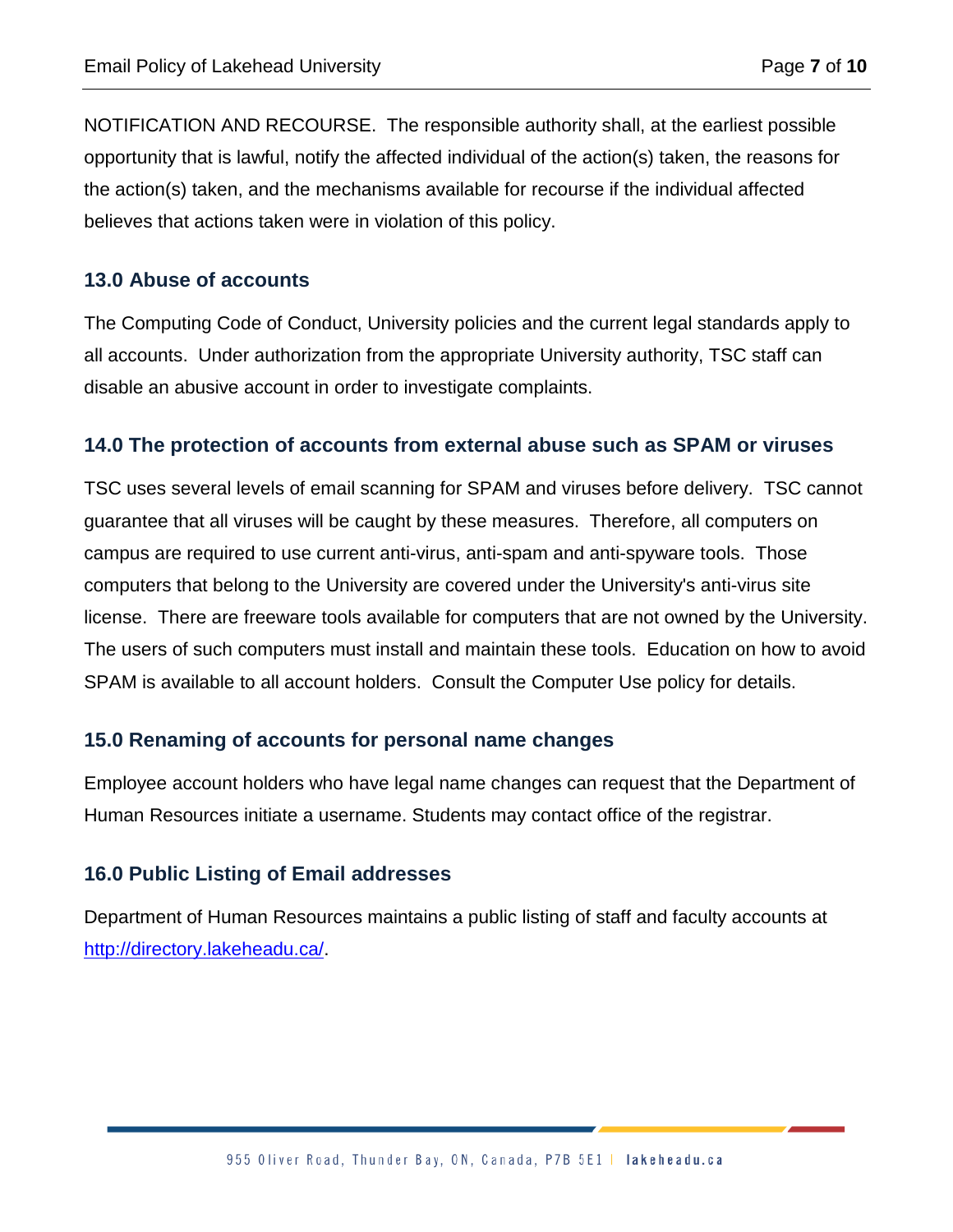NOTIFICATION AND RECOURSE. The responsible authority shall, at the earliest possible opportunity that is lawful, notify the affected individual of the action(s) taken, the reasons for the action(s) taken, and the mechanisms available for recourse if the individual affected believes that actions taken were in violation of this policy.

## 13.0 Abuse of accounts

The Computing Code of Conduct, University policies and the current legal standards apply to all accounts. Under authorization from the appropriate University authority, TSC staff can disable an abusive account in order to investigate complaints.

## 14.0 The protection of accounts from external abuse such as SPAM or viruses

TSC uses several levels of email scanning for SPAM and viruses before delivery. TSC cannot guarantee that all viruses will be caught by these measures. Therefore, all computers on campus are required to use current anti-virus, anti-spam and anti-spyware tools. Those computers that belong to the University are covered under the University's anti-virus site license. There are freeware tools available for computers that are not owned by the University. The users of such computers must install and maintain these tools. Education on how to avoid SPAM is available to all account holders. Consult the Computer Use policy for details.

## 15.0 Renaming of accounts for personal name changes

Employee account holders who have legal name changes can request that the Department of Human Resources initiate a username. Students may contact office of the registrar.

## 16.0 Public Listing of Email addresses

Department of Human Resources maintains a public listing of staff and faculty accounts at [http://directory.lakeheadu.ca/](http://directory.lakeheadu.ca/).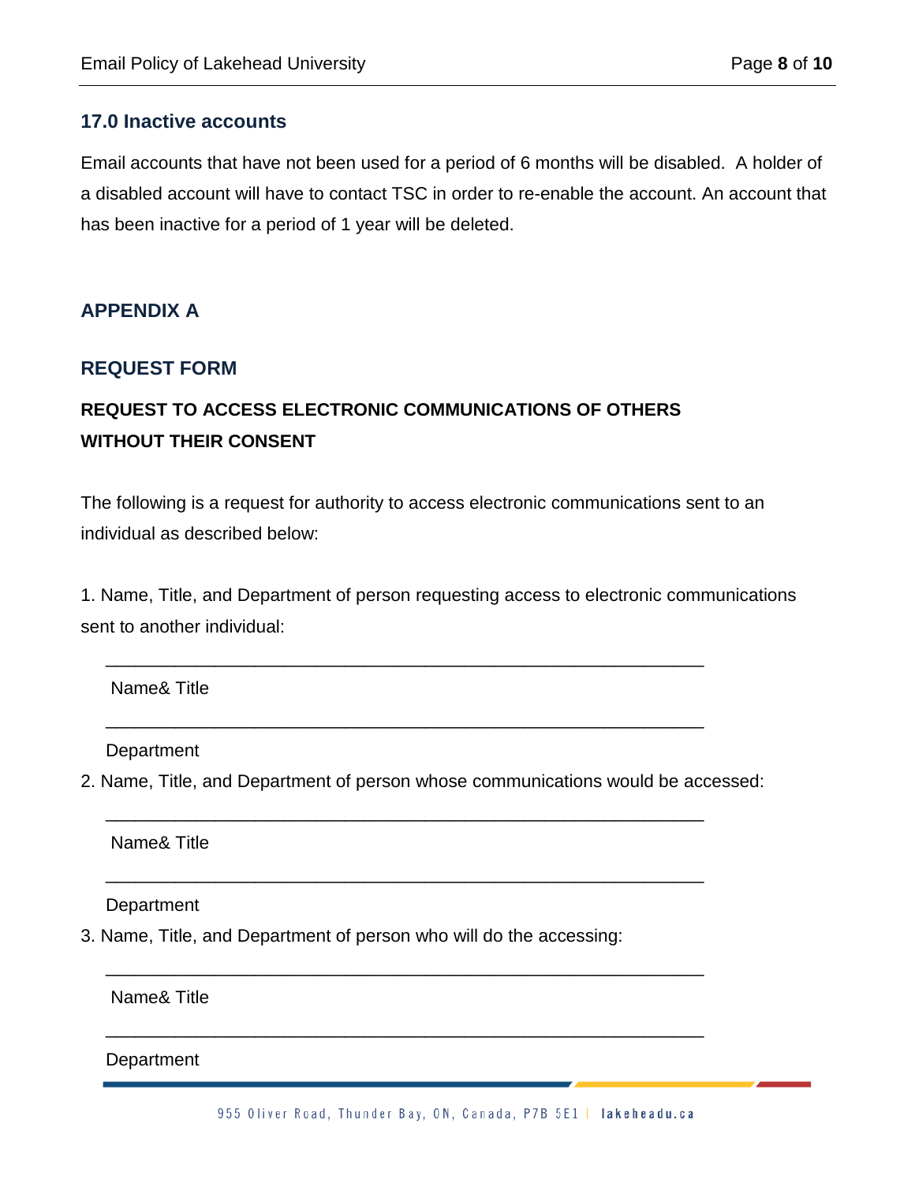## 17.0 Inactive accounts

Email accounts that have not been used for a period of 6 months will be disabled.  A holder of a disabled account will have to contact TSC in order to re-enable the account. An account that has been inactive for a period of 1 year will be deleted.

## APPENDIX A

## REQUEST FORM

**REQUEST TO ACCESS ELECTRONIC COMMUNICATIONS OF OTHERS WITHOUT THEIR CONSENT**

The following is a request for authority to access electronic communications sent to an individual as described below:

1. Name, Title, and Department of person requesting access to electronic communications sent to another individual:

____________________________________________________________

Name& Title

____________________________________________________________

Department

2. Name, Title, and Department of person whose communications would be accessed:

____________________________________________________________

Name& Title

____________________________________________________________

Department

3. Name, Title, and Department of person who will do the accessing:

____________________________________________________________

Name& Title

____________________________________________________________

Department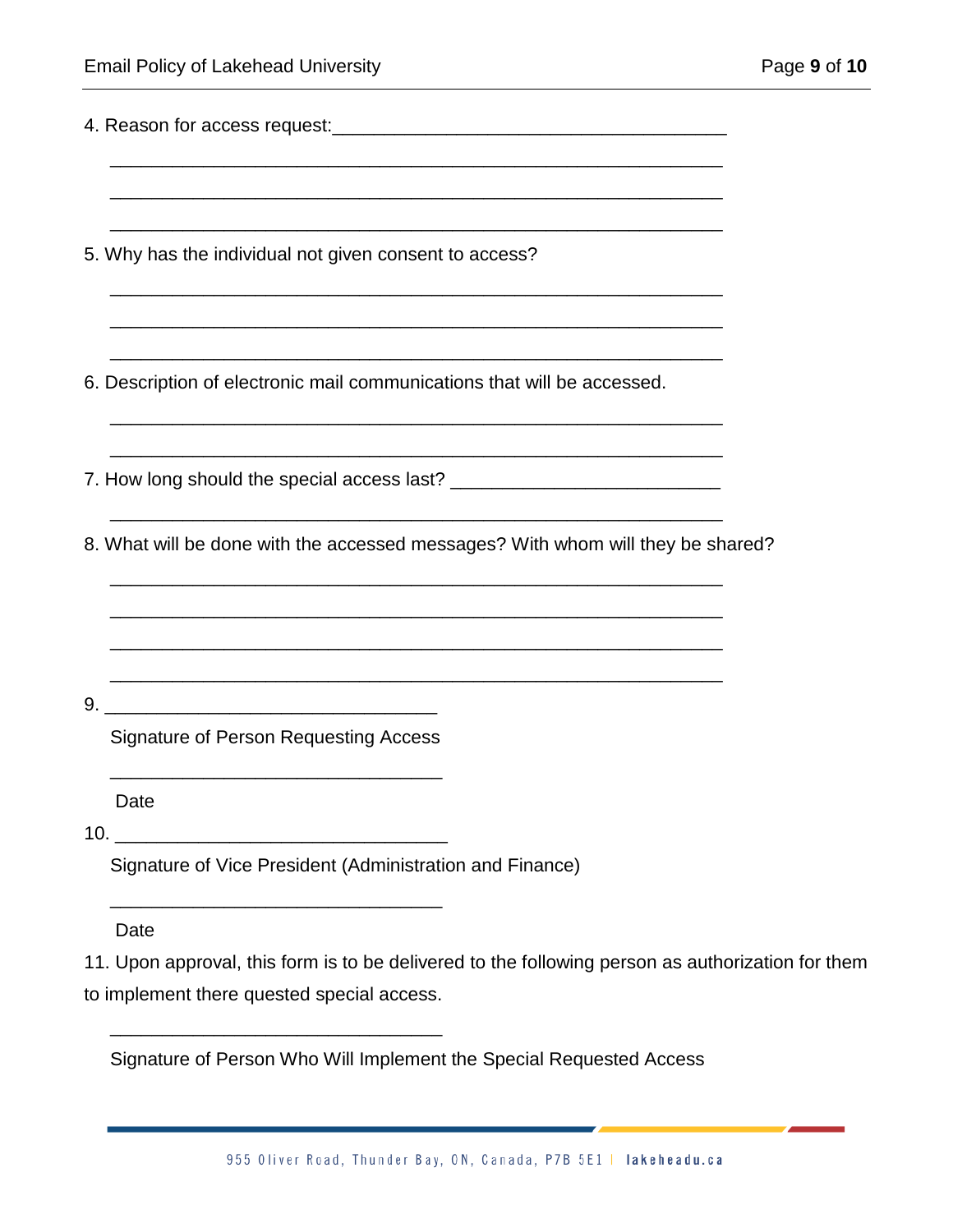4. Reason for access request:_______________________________________

_______________________________________________________________

_______________________________________________________________

_______________________________________________________________

5. Why has the individual not given consent to access?

_______________________________________________________________

_______________________________________________________________

_______________________________________________________________

6. Description of electronic mail communications that will be accessed.

_______________________________________________________________

_______________________________________________________________

7. How long should the special access last? ___________________________

_______________________________________________________________

8. What will be done with the accessed messages? With whom will they be shared?

_______________________________________________________________

_______________________________________________________________

_______________________________________________________________

_______________________________________________________________

9. __________________________________

Signature of Person Requesting Access

__________________________________

Date

10. __________________________________

Signature of Vice President (Administration and Finance)

__________________________________

Date

11. Upon approval, this form is to be delivered to the following person as authorization for them to implement there quested special access.

__________________________________

Signature of Person Who Will Implement the Special Requested Access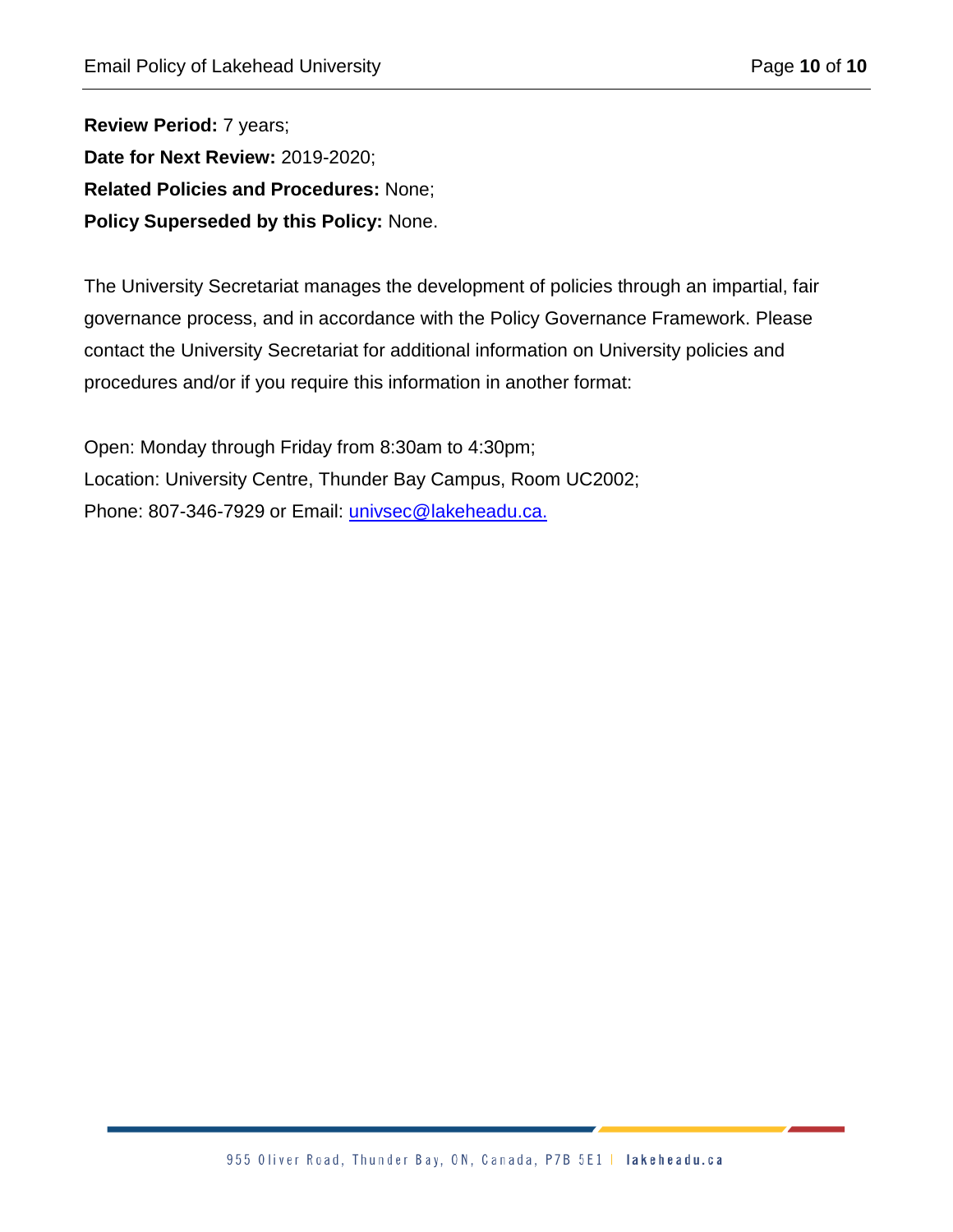**Review Period:** 7 years;
**Date for Next Review:** 2019-2020;
**Related Policies and Procedures:** None;
**Policy Superseded by this Policy:** None.

The University Secretariat manages the development of policies through an impartial, fair governance process, and in accordance with the Policy Governance Framework. Please contact the University Secretariat for additional information on University policies and procedures and/or if you require this information in another format:

Open: Monday through Friday from 8:30am to 4:30pm;
Location: University Centre, Thunder Bay Campus, Room UC2002;
Phone: 807-346-7929 or Email: univsec@lakeheadu.ca.